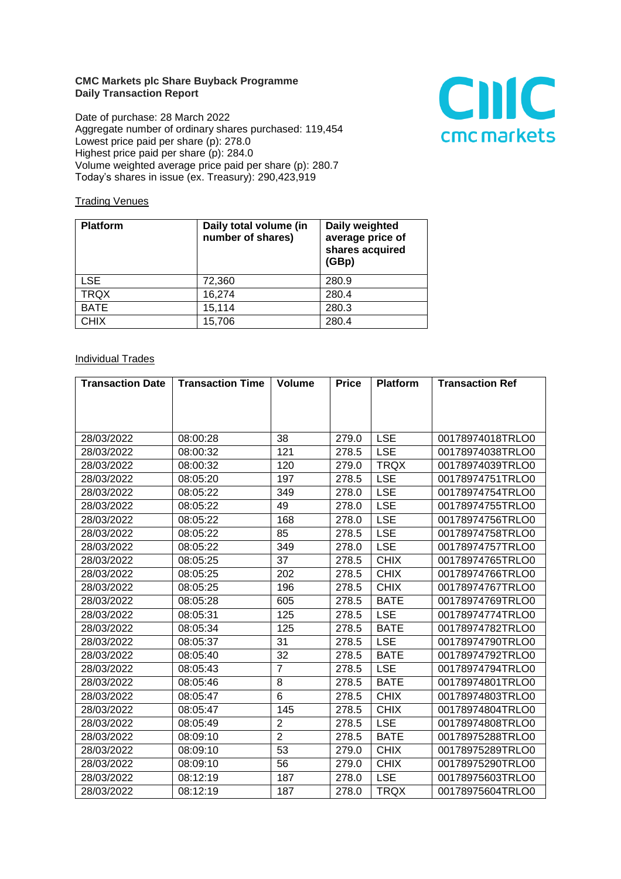**CMC Markets plc Share Buyback Programme**
**Daily Transaction Report**

Date of purchase: 28 March 2022
Aggregate number of ordinary shares purchased: 119,454
Lowest price paid per share (p): 278.0
Highest price paid per share (p): 284.0
Volume weighted average price paid per share (p): 280.7
Today's shares in issue (ex. Treasury): 290,423,919

Trading Venues

| Platform | Daily total volume (in number of shares) | Daily weighted average price of shares acquired (GBp) |
|---|---|---|
| LSE | 72,360 | 280.9 |
| TRQX | 16,274 | 280.4 |
| BATE | 15,114 | 280.3 |
| CHIX | 15,706 | 280.4 |

Individual Trades

| Transaction Date | Transaction Time | Volume | Price | Platform | Transaction Ref |
|---|---|---|---|---|---|
| 28/03/2022 | 08:00:28 | 38 | 279.0 | LSE | 00178974018TRLO0 |
| 28/03/2022 | 08:00:32 | 121 | 278.5 | LSE | 00178974038TRLO0 |
| 28/03/2022 | 08:00:32 | 120 | 279.0 | TRQX | 00178974039TRLO0 |
| 28/03/2022 | 08:05:20 | 197 | 278.5 | LSE | 00178974751TRLO0 |
| 28/03/2022 | 08:05:22 | 349 | 278.0 | LSE | 00178974754TRLO0 |
| 28/03/2022 | 08:05:22 | 49 | 278.0 | LSE | 00178974755TRLO0 |
| 28/03/2022 | 08:05:22 | 168 | 278.0 | LSE | 00178974756TRLO0 |
| 28/03/2022 | 08:05:22 | 85 | 278.5 | LSE | 00178974758TRLO0 |
| 28/03/2022 | 08:05:22 | 349 | 278.0 | LSE | 00178974757TRLO0 |
| 28/03/2022 | 08:05:25 | 37 | 278.5 | CHIX | 00178974765TRLO0 |
| 28/03/2022 | 08:05:25 | 202 | 278.5 | CHIX | 00178974766TRLO0 |
| 28/03/2022 | 08:05:25 | 196 | 278.5 | CHIX | 00178974767TRLO0 |
| 28/03/2022 | 08:05:28 | 605 | 278.5 | BATE | 00178974769TRLO0 |
| 28/03/2022 | 08:05:31 | 125 | 278.5 | LSE | 00178974774TRLO0 |
| 28/03/2022 | 08:05:34 | 125 | 278.5 | BATE | 00178974782TRLO0 |
| 28/03/2022 | 08:05:37 | 31 | 278.5 | LSE | 00178974790TRLO0 |
| 28/03/2022 | 08:05:40 | 32 | 278.5 | BATE | 00178974792TRLO0 |
| 28/03/2022 | 08:05:43 | 7 | 278.5 | LSE | 00178974794TRLO0 |
| 28/03/2022 | 08:05:46 | 8 | 278.5 | BATE | 00178974801TRLO0 |
| 28/03/2022 | 08:05:47 | 6 | 278.5 | CHIX | 00178974803TRLO0 |
| 28/03/2022 | 08:05:47 | 145 | 278.5 | CHIX | 00178974804TRLO0 |
| 28/03/2022 | 08:05:49 | 2 | 278.5 | LSE | 00178974808TRLO0 |
| 28/03/2022 | 08:09:10 | 2 | 278.5 | BATE | 00178975288TRLO0 |
| 28/03/2022 | 08:09:10 | 53 | 279.0 | CHIX | 00178975289TRLO0 |
| 28/03/2022 | 08:09:10 | 56 | 279.0 | CHIX | 00178975290TRLO0 |
| 28/03/2022 | 08:12:19 | 187 | 278.0 | LSE | 00178975603TRLO0 |
| 28/03/2022 | 08:12:19 | 187 | 278.0 | TRQX | 00178975604TRLO0 |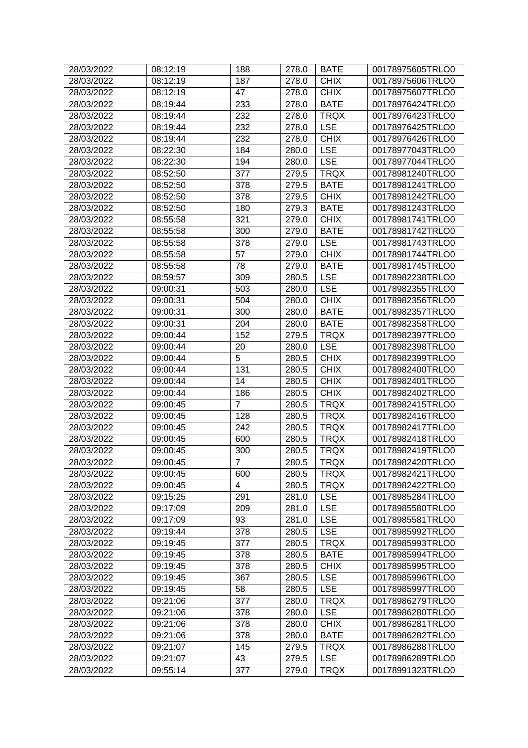| 28/03/2022 | 08:12:19 | 188 | 278.0 | BATE | 00178975605TRLO0 |
|---|---|---|---|---|---|
| 28/03/2022 | 08:12:19 | 187 | 278.0 | CHIX | 00178975606TRLO0 |
| 28/03/2022 | 08:12:19 | 47 | 278.0 | CHIX | 00178975607TRLO0 |
| 28/03/2022 | 08:19:44 | 233 | 278.0 | BATE | 00178976424TRLO0 |
| 28/03/2022 | 08:19:44 | 232 | 278.0 | TRQX | 00178976423TRLO0 |
| 28/03/2022 | 08:19:44 | 232 | 278.0 | LSE | 00178976425TRLO0 |
| 28/03/2022 | 08:19:44 | 232 | 278.0 | CHIX | 00178976426TRLO0 |
| 28/03/2022 | 08:22:30 | 184 | 280.0 | LSE | 00178977043TRLO0 |
| 28/03/2022 | 08:22:30 | 194 | 280.0 | LSE | 00178977044TRLO0 |
| 28/03/2022 | 08:52:50 | 377 | 279.5 | TRQX | 00178981240TRLO0 |
| 28/03/2022 | 08:52:50 | 378 | 279.5 | BATE | 00178981241TRLO0 |
| 28/03/2022 | 08:52:50 | 378 | 279.5 | CHIX | 00178981242TRLO0 |
| 28/03/2022 | 08:52:50 | 180 | 279.3 | BATE | 00178981243TRLO0 |
| 28/03/2022 | 08:55:58 | 321 | 279.0 | CHIX | 00178981741TRLO0 |
| 28/03/2022 | 08:55:58 | 300 | 279.0 | BATE | 00178981742TRLO0 |
| 28/03/2022 | 08:55:58 | 378 | 279.0 | LSE | 00178981743TRLO0 |
| 28/03/2022 | 08:55:58 | 57 | 279.0 | CHIX | 00178981744TRLO0 |
| 28/03/2022 | 08:55:58 | 78 | 279.0 | BATE | 00178981745TRLO0 |
| 28/03/2022 | 08:59:57 | 309 | 280.5 | LSE | 00178982238TRLO0 |
| 28/03/2022 | 09:00:31 | 503 | 280.0 | LSE | 00178982355TRLO0 |
| 28/03/2022 | 09:00:31 | 504 | 280.0 | CHIX | 00178982356TRLO0 |
| 28/03/2022 | 09:00:31 | 300 | 280.0 | BATE | 00178982357TRLO0 |
| 28/03/2022 | 09:00:31 | 204 | 280.0 | BATE | 00178982358TRLO0 |
| 28/03/2022 | 09:00:44 | 152 | 279.5 | TRQX | 00178982397TRLO0 |
| 28/03/2022 | 09:00:44 | 20 | 280.0 | LSE | 00178982398TRLO0 |
| 28/03/2022 | 09:00:44 | 5 | 280.5 | CHIX | 00178982399TRLO0 |
| 28/03/2022 | 09:00:44 | 131 | 280.5 | CHIX | 00178982400TRLO0 |
| 28/03/2022 | 09:00:44 | 14 | 280.5 | CHIX | 00178982401TRLO0 |
| 28/03/2022 | 09:00:44 | 186 | 280.5 | CHIX | 00178982402TRLO0 |
| 28/03/2022 | 09:00:45 | 7 | 280.5 | TRQX | 00178982415TRLO0 |
| 28/03/2022 | 09:00:45 | 128 | 280.5 | TRQX | 00178982416TRLO0 |
| 28/03/2022 | 09:00:45 | 242 | 280.5 | TRQX | 00178982417TRLO0 |
| 28/03/2022 | 09:00:45 | 600 | 280.5 | TRQX | 00178982418TRLO0 |
| 28/03/2022 | 09:00:45 | 300 | 280.5 | TRQX | 00178982419TRLO0 |
| 28/03/2022 | 09:00:45 | 7 | 280.5 | TRQX | 00178982420TRLO0 |
| 28/03/2022 | 09:00:45 | 600 | 280.5 | TRQX | 00178982421TRLO0 |
| 28/03/2022 | 09:00:45 | 4 | 280.5 | TRQX | 00178982422TRLO0 |
| 28/03/2022 | 09:15:25 | 291 | 281.0 | LSE | 00178985284TRLO0 |
| 28/03/2022 | 09:17:09 | 209 | 281.0 | LSE | 00178985580TRLO0 |
| 28/03/2022 | 09:17:09 | 93 | 281.0 | LSE | 00178985581TRLO0 |
| 28/03/2022 | 09:19:44 | 378 | 280.5 | LSE | 00178985992TRLO0 |
| 28/03/2022 | 09:19:45 | 377 | 280.5 | TRQX | 00178985993TRLO0 |
| 28/03/2022 | 09:19:45 | 378 | 280.5 | BATE | 00178985994TRLO0 |
| 28/03/2022 | 09:19:45 | 378 | 280.5 | CHIX | 00178985995TRLO0 |
| 28/03/2022 | 09:19:45 | 367 | 280.5 | LSE | 00178985996TRLO0 |
| 28/03/2022 | 09:19:45 | 58 | 280.5 | LSE | 00178985997TRLO0 |
| 28/03/2022 | 09:21:06 | 377 | 280.0 | TRQX | 00178986279TRLO0 |
| 28/03/2022 | 09:21:06 | 378 | 280.0 | LSE | 00178986280TRLO0 |
| 28/03/2022 | 09:21:06 | 378 | 280.0 | CHIX | 00178986281TRLO0 |
| 28/03/2022 | 09:21:06 | 378 | 280.0 | BATE | 00178986282TRLO0 |
| 28/03/2022 | 09:21:07 | 145 | 279.5 | TRQX | 00178986288TRLO0 |
| 28/03/2022 | 09:21:07 | 43 | 279.5 | LSE | 00178986289TRLO0 |
| 28/03/2022 | 09:55:14 | 377 | 279.0 | TRQX | 00178991323TRLO0 |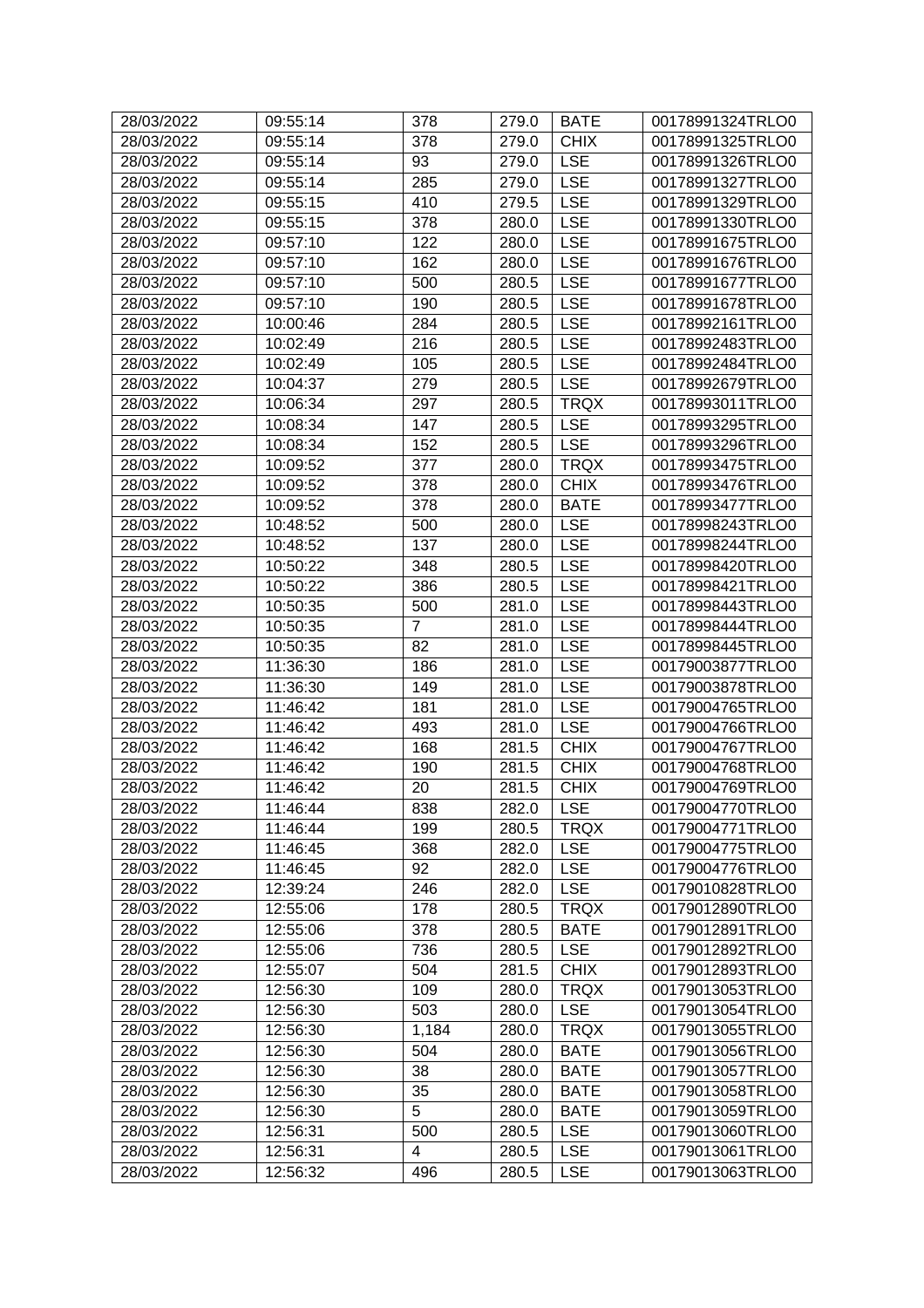| 28/03/2022 | 09:55:14 | 378 | 279.0 | BATE | 00178991324TRLO0 |
|---|---|---|---|---|---|
| 28/03/2022 | 09:55:14 | 378 | 279.0 | CHIX | 00178991325TRLO0 |
| 28/03/2022 | 09:55:14 | 93 | 279.0 | LSE | 00178991326TRLO0 |
| 28/03/2022 | 09:55:14 | 285 | 279.0 | LSE | 00178991327TRLO0 |
| 28/03/2022 | 09:55:15 | 410 | 279.5 | LSE | 00178991329TRLO0 |
| 28/03/2022 | 09:55:15 | 378 | 280.0 | LSE | 00178991330TRLO0 |
| 28/03/2022 | 09:57:10 | 122 | 280.0 | LSE | 00178991675TRLO0 |
| 28/03/2022 | 09:57:10 | 162 | 280.0 | LSE | 00178991676TRLO0 |
| 28/03/2022 | 09:57:10 | 500 | 280.5 | LSE | 00178991677TRLO0 |
| 28/03/2022 | 09:57:10 | 190 | 280.5 | LSE | 00178991678TRLO0 |
| 28/03/2022 | 10:00:46 | 284 | 280.5 | LSE | 00178992161TRLO0 |
| 28/03/2022 | 10:02:49 | 216 | 280.5 | LSE | 00178992483TRLO0 |
| 28/03/2022 | 10:02:49 | 105 | 280.5 | LSE | 00178992484TRLO0 |
| 28/03/2022 | 10:04:37 | 279 | 280.5 | LSE | 00178992679TRLO0 |
| 28/03/2022 | 10:06:34 | 297 | 280.5 | TRQX | 00178993011TRLO0 |
| 28/03/2022 | 10:08:34 | 147 | 280.5 | LSE | 00178993295TRLO0 |
| 28/03/2022 | 10:08:34 | 152 | 280.5 | LSE | 00178993296TRLO0 |
| 28/03/2022 | 10:09:52 | 377 | 280.0 | TRQX | 00178993475TRLO0 |
| 28/03/2022 | 10:09:52 | 378 | 280.0 | CHIX | 00178993476TRLO0 |
| 28/03/2022 | 10:09:52 | 378 | 280.0 | BATE | 00178993477TRLO0 |
| 28/03/2022 | 10:48:52 | 500 | 280.0 | LSE | 00178998243TRLO0 |
| 28/03/2022 | 10:48:52 | 137 | 280.0 | LSE | 00178998244TRLO0 |
| 28/03/2022 | 10:50:22 | 348 | 280.5 | LSE | 00178998420TRLO0 |
| 28/03/2022 | 10:50:22 | 386 | 280.5 | LSE | 00178998421TRLO0 |
| 28/03/2022 | 10:50:35 | 500 | 281.0 | LSE | 00178998443TRLO0 |
| 28/03/2022 | 10:50:35 | 7 | 281.0 | LSE | 00178998444TRLO0 |
| 28/03/2022 | 10:50:35 | 82 | 281.0 | LSE | 00178998445TRLO0 |
| 28/03/2022 | 11:36:30 | 186 | 281.0 | LSE | 00179003877TRLO0 |
| 28/03/2022 | 11:36:30 | 149 | 281.0 | LSE | 00179003878TRLO0 |
| 28/03/2022 | 11:46:42 | 181 | 281.0 | LSE | 00179004765TRLO0 |
| 28/03/2022 | 11:46:42 | 493 | 281.0 | LSE | 00179004766TRLO0 |
| 28/03/2022 | 11:46:42 | 168 | 281.5 | CHIX | 00179004767TRLO0 |
| 28/03/2022 | 11:46:42 | 190 | 281.5 | CHIX | 00179004768TRLO0 |
| 28/03/2022 | 11:46:42 | 20 | 281.5 | CHIX | 00179004769TRLO0 |
| 28/03/2022 | 11:46:44 | 838 | 282.0 | LSE | 00179004770TRLO0 |
| 28/03/2022 | 11:46:44 | 199 | 280.5 | TRQX | 00179004771TRLO0 |
| 28/03/2022 | 11:46:45 | 368 | 282.0 | LSE | 00179004775TRLO0 |
| 28/03/2022 | 11:46:45 | 92 | 282.0 | LSE | 00179004776TRLO0 |
| 28/03/2022 | 12:39:24 | 246 | 282.0 | LSE | 00179010828TRLO0 |
| 28/03/2022 | 12:55:06 | 178 | 280.5 | TRQX | 00179012890TRLO0 |
| 28/03/2022 | 12:55:06 | 378 | 280.5 | BATE | 00179012891TRLO0 |
| 28/03/2022 | 12:55:06 | 736 | 280.5 | LSE | 00179012892TRLO0 |
| 28/03/2022 | 12:55:07 | 504 | 281.5 | CHIX | 00179012893TRLO0 |
| 28/03/2022 | 12:56:30 | 109 | 280.0 | TRQX | 00179013053TRLO0 |
| 28/03/2022 | 12:56:30 | 503 | 280.0 | LSE | 00179013054TRLO0 |
| 28/03/2022 | 12:56:30 | 1,184 | 280.0 | TRQX | 00179013055TRLO0 |
| 28/03/2022 | 12:56:30 | 504 | 280.0 | BATE | 00179013056TRLO0 |
| 28/03/2022 | 12:56:30 | 38 | 280.0 | BATE | 00179013057TRLO0 |
| 28/03/2022 | 12:56:30 | 35 | 280.0 | BATE | 00179013058TRLO0 |
| 28/03/2022 | 12:56:30 | 5 | 280.0 | BATE | 00179013059TRLO0 |
| 28/03/2022 | 12:56:31 | 500 | 280.5 | LSE | 00179013060TRLO0 |
| 28/03/2022 | 12:56:31 | 4 | 280.5 | LSE | 00179013061TRLO0 |
| 28/03/2022 | 12:56:32 | 496 | 280.5 | LSE | 00179013063TRLO0 |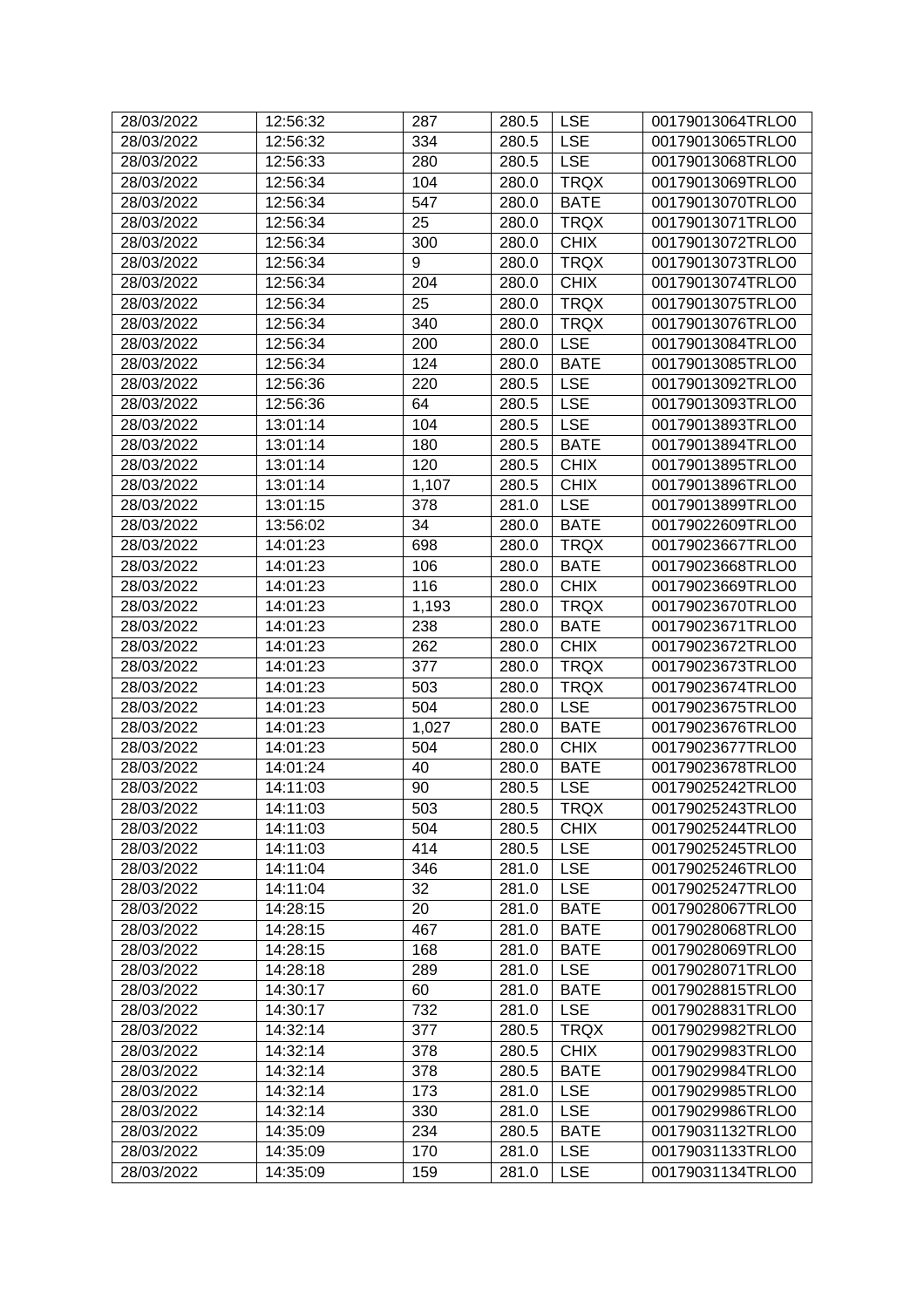| 28/03/2022 | 12:56:32 | 287 | 280.5 | LSE | 00179013064TRLO0 |
|---|---|---|---|---|---|
| 28/03/2022 | 12:56:32 | 334 | 280.5 | LSE | 00179013065TRLO0 |
| 28/03/2022 | 12:56:33 | 280 | 280.5 | LSE | 00179013068TRLO0 |
| 28/03/2022 | 12:56:34 | 104 | 280.0 | TRQX | 00179013069TRLO0 |
| 28/03/2022 | 12:56:34 | 547 | 280.0 | BATE | 00179013070TRLO0 |
| 28/03/2022 | 12:56:34 | 25 | 280.0 | TRQX | 00179013071TRLO0 |
| 28/03/2022 | 12:56:34 | 300 | 280.0 | CHIX | 00179013072TRLO0 |
| 28/03/2022 | 12:56:34 | 9 | 280.0 | TRQX | 00179013073TRLO0 |
| 28/03/2022 | 12:56:34 | 204 | 280.0 | CHIX | 00179013074TRLO0 |
| 28/03/2022 | 12:56:34 | 25 | 280.0 | TRQX | 00179013075TRLO0 |
| 28/03/2022 | 12:56:34 | 340 | 280.0 | TRQX | 00179013076TRLO0 |
| 28/03/2022 | 12:56:34 | 200 | 280.0 | LSE | 00179013084TRLO0 |
| 28/03/2022 | 12:56:34 | 124 | 280.0 | BATE | 00179013085TRLO0 |
| 28/03/2022 | 12:56:36 | 220 | 280.5 | LSE | 00179013092TRLO0 |
| 28/03/2022 | 12:56:36 | 64 | 280.5 | LSE | 00179013093TRLO0 |
| 28/03/2022 | 13:01:14 | 104 | 280.5 | LSE | 00179013893TRLO0 |
| 28/03/2022 | 13:01:14 | 180 | 280.5 | BATE | 00179013894TRLO0 |
| 28/03/2022 | 13:01:14 | 120 | 280.5 | CHIX | 00179013895TRLO0 |
| 28/03/2022 | 13:01:14 | 1,107 | 280.5 | CHIX | 00179013896TRLO0 |
| 28/03/2022 | 13:01:15 | 378 | 281.0 | LSE | 00179013899TRLO0 |
| 28/03/2022 | 13:56:02 | 34 | 280.0 | BATE | 00179022609TRLO0 |
| 28/03/2022 | 14:01:23 | 698 | 280.0 | TRQX | 00179023667TRLO0 |
| 28/03/2022 | 14:01:23 | 106 | 280.0 | BATE | 00179023668TRLO0 |
| 28/03/2022 | 14:01:23 | 116 | 280.0 | CHIX | 00179023669TRLO0 |
| 28/03/2022 | 14:01:23 | 1,193 | 280.0 | TRQX | 00179023670TRLO0 |
| 28/03/2022 | 14:01:23 | 238 | 280.0 | BATE | 00179023671TRLO0 |
| 28/03/2022 | 14:01:23 | 262 | 280.0 | CHIX | 00179023672TRLO0 |
| 28/03/2022 | 14:01:23 | 377 | 280.0 | TRQX | 00179023673TRLO0 |
| 28/03/2022 | 14:01:23 | 503 | 280.0 | TRQX | 00179023674TRLO0 |
| 28/03/2022 | 14:01:23 | 504 | 280.0 | LSE | 00179023675TRLO0 |
| 28/03/2022 | 14:01:23 | 1,027 | 280.0 | BATE | 00179023676TRLO0 |
| 28/03/2022 | 14:01:23 | 504 | 280.0 | CHIX | 00179023677TRLO0 |
| 28/03/2022 | 14:01:24 | 40 | 280.0 | BATE | 00179023678TRLO0 |
| 28/03/2022 | 14:11:03 | 90 | 280.5 | LSE | 00179025242TRLO0 |
| 28/03/2022 | 14:11:03 | 503 | 280.5 | TRQX | 00179025243TRLO0 |
| 28/03/2022 | 14:11:03 | 504 | 280.5 | CHIX | 00179025244TRLO0 |
| 28/03/2022 | 14:11:03 | 414 | 280.5 | LSE | 00179025245TRLO0 |
| 28/03/2022 | 14:11:04 | 346 | 281.0 | LSE | 00179025246TRLO0 |
| 28/03/2022 | 14:11:04 | 32 | 281.0 | LSE | 00179025247TRLO0 |
| 28/03/2022 | 14:28:15 | 20 | 281.0 | BATE | 00179028067TRLO0 |
| 28/03/2022 | 14:28:15 | 467 | 281.0 | BATE | 00179028068TRLO0 |
| 28/03/2022 | 14:28:15 | 168 | 281.0 | BATE | 00179028069TRLO0 |
| 28/03/2022 | 14:28:18 | 289 | 281.0 | LSE | 00179028071TRLO0 |
| 28/03/2022 | 14:30:17 | 60 | 281.0 | BATE | 00179028815TRLO0 |
| 28/03/2022 | 14:30:17 | 732 | 281.0 | LSE | 00179028831TRLO0 |
| 28/03/2022 | 14:32:14 | 377 | 280.5 | TRQX | 00179029982TRLO0 |
| 28/03/2022 | 14:32:14 | 378 | 280.5 | CHIX | 00179029983TRLO0 |
| 28/03/2022 | 14:32:14 | 378 | 280.5 | BATE | 00179029984TRLO0 |
| 28/03/2022 | 14:32:14 | 173 | 281.0 | LSE | 00179029985TRLO0 |
| 28/03/2022 | 14:32:14 | 330 | 281.0 | LSE | 00179029986TRLO0 |
| 28/03/2022 | 14:35:09 | 234 | 280.5 | BATE | 00179031132TRLO0 |
| 28/03/2022 | 14:35:09 | 170 | 281.0 | LSE | 00179031133TRLO0 |
| 28/03/2022 | 14:35:09 | 159 | 281.0 | LSE | 00179031134TRLO0 |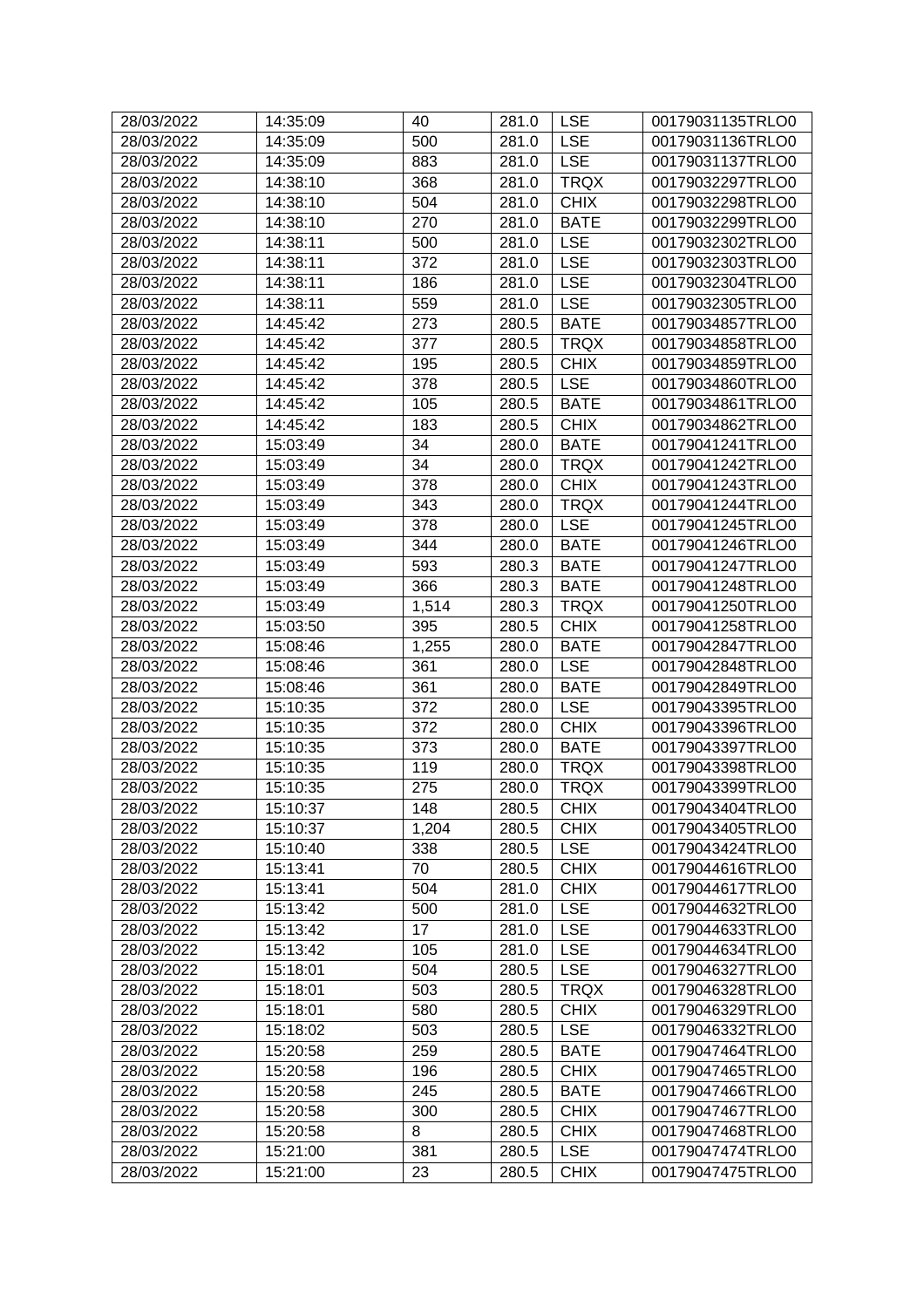| 28/03/2022 | 14:35:09 | 40 | 281.0 | LSE | 00179031135TRLO0 |
|---|---|---|---|---|---|
| 28/03/2022 | 14:35:09 | 500 | 281.0 | LSE | 00179031136TRLO0 |
| 28/03/2022 | 14:35:09 | 883 | 281.0 | LSE | 00179031137TRLO0 |
| 28/03/2022 | 14:38:10 | 368 | 281.0 | TRQX | 00179032297TRLO0 |
| 28/03/2022 | 14:38:10 | 504 | 281.0 | CHIX | 00179032298TRLO0 |
| 28/03/2022 | 14:38:10 | 270 | 281.0 | BATE | 00179032299TRLO0 |
| 28/03/2022 | 14:38:11 | 500 | 281.0 | LSE | 00179032302TRLO0 |
| 28/03/2022 | 14:38:11 | 372 | 281.0 | LSE | 00179032303TRLO0 |
| 28/03/2022 | 14:38:11 | 186 | 281.0 | LSE | 00179032304TRLO0 |
| 28/03/2022 | 14:38:11 | 559 | 281.0 | LSE | 00179032305TRLO0 |
| 28/03/2022 | 14:45:42 | 273 | 280.5 | BATE | 00179034857TRLO0 |
| 28/03/2022 | 14:45:42 | 377 | 280.5 | TRQX | 00179034858TRLO0 |
| 28/03/2022 | 14:45:42 | 195 | 280.5 | CHIX | 00179034859TRLO0 |
| 28/03/2022 | 14:45:42 | 378 | 280.5 | LSE | 00179034860TRLO0 |
| 28/03/2022 | 14:45:42 | 105 | 280.5 | BATE | 00179034861TRLO0 |
| 28/03/2022 | 14:45:42 | 183 | 280.5 | CHIX | 00179034862TRLO0 |
| 28/03/2022 | 15:03:49 | 34 | 280.0 | BATE | 00179041241TRLO0 |
| 28/03/2022 | 15:03:49 | 34 | 280.0 | TRQX | 00179041242TRLO0 |
| 28/03/2022 | 15:03:49 | 378 | 280.0 | CHIX | 00179041243TRLO0 |
| 28/03/2022 | 15:03:49 | 343 | 280.0 | TRQX | 00179041244TRLO0 |
| 28/03/2022 | 15:03:49 | 378 | 280.0 | LSE | 00179041245TRLO0 |
| 28/03/2022 | 15:03:49 | 344 | 280.0 | BATE | 00179041246TRLO0 |
| 28/03/2022 | 15:03:49 | 593 | 280.3 | BATE | 00179041247TRLO0 |
| 28/03/2022 | 15:03:49 | 366 | 280.3 | BATE | 00179041248TRLO0 |
| 28/03/2022 | 15:03:49 | 1,514 | 280.3 | TRQX | 00179041250TRLO0 |
| 28/03/2022 | 15:03:50 | 395 | 280.5 | CHIX | 00179041258TRLO0 |
| 28/03/2022 | 15:08:46 | 1,255 | 280.0 | BATE | 00179042847TRLO0 |
| 28/03/2022 | 15:08:46 | 361 | 280.0 | LSE | 00179042848TRLO0 |
| 28/03/2022 | 15:08:46 | 361 | 280.0 | BATE | 00179042849TRLO0 |
| 28/03/2022 | 15:10:35 | 372 | 280.0 | LSE | 00179043395TRLO0 |
| 28/03/2022 | 15:10:35 | 372 | 280.0 | CHIX | 00179043396TRLO0 |
| 28/03/2022 | 15:10:35 | 373 | 280.0 | BATE | 00179043397TRLO0 |
| 28/03/2022 | 15:10:35 | 119 | 280.0 | TRQX | 00179043398TRLO0 |
| 28/03/2022 | 15:10:35 | 275 | 280.0 | TRQX | 00179043399TRLO0 |
| 28/03/2022 | 15:10:37 | 148 | 280.5 | CHIX | 00179043404TRLO0 |
| 28/03/2022 | 15:10:37 | 1,204 | 280.5 | CHIX | 00179043405TRLO0 |
| 28/03/2022 | 15:10:40 | 338 | 280.5 | LSE | 00179043424TRLO0 |
| 28/03/2022 | 15:13:41 | 70 | 280.5 | CHIX | 00179044616TRLO0 |
| 28/03/2022 | 15:13:41 | 504 | 281.0 | CHIX | 00179044617TRLO0 |
| 28/03/2022 | 15:13:42 | 500 | 281.0 | LSE | 00179044632TRLO0 |
| 28/03/2022 | 15:13:42 | 17 | 281.0 | LSE | 00179044633TRLO0 |
| 28/03/2022 | 15:13:42 | 105 | 281.0 | LSE | 00179044634TRLO0 |
| 28/03/2022 | 15:18:01 | 504 | 280.5 | LSE | 00179046327TRLO0 |
| 28/03/2022 | 15:18:01 | 503 | 280.5 | TRQX | 00179046328TRLO0 |
| 28/03/2022 | 15:18:01 | 580 | 280.5 | CHIX | 00179046329TRLO0 |
| 28/03/2022 | 15:18:02 | 503 | 280.5 | LSE | 00179046332TRLO0 |
| 28/03/2022 | 15:20:58 | 259 | 280.5 | BATE | 00179047464TRLO0 |
| 28/03/2022 | 15:20:58 | 196 | 280.5 | CHIX | 00179047465TRLO0 |
| 28/03/2022 | 15:20:58 | 245 | 280.5 | BATE | 00179047466TRLO0 |
| 28/03/2022 | 15:20:58 | 300 | 280.5 | CHIX | 00179047467TRLO0 |
| 28/03/2022 | 15:20:58 | 8 | 280.5 | CHIX | 00179047468TRLO0 |
| 28/03/2022 | 15:21:00 | 381 | 280.5 | LSE | 00179047474TRLO0 |
| 28/03/2022 | 15:21:00 | 23 | 280.5 | CHIX | 00179047475TRLO0 |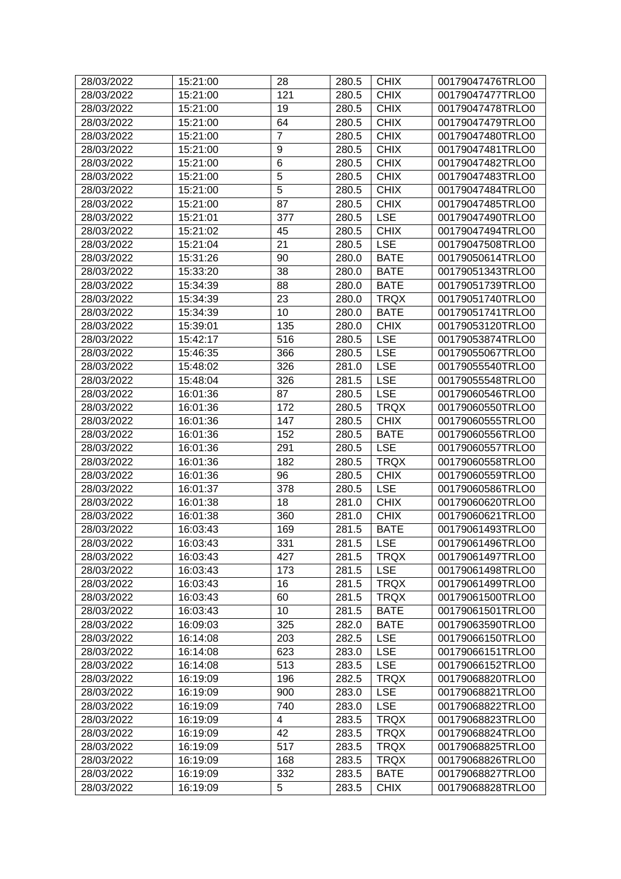| 28/03/2022 | 15:21:00 | 28 | 280.5 | CHIX | 00179047476TRLO0 |
|---|---|---|---|---|---|
| 28/03/2022 | 15:21:00 | 121 | 280.5 | CHIX | 00179047477TRLO0 |
| 28/03/2022 | 15:21:00 | 19 | 280.5 | CHIX | 00179047478TRLO0 |
| 28/03/2022 | 15:21:00 | 64 | 280.5 | CHIX | 00179047479TRLO0 |
| 28/03/2022 | 15:21:00 | 7 | 280.5 | CHIX | 00179047480TRLO0 |
| 28/03/2022 | 15:21:00 | 9 | 280.5 | CHIX | 00179047481TRLO0 |
| 28/03/2022 | 15:21:00 | 6 | 280.5 | CHIX | 00179047482TRLO0 |
| 28/03/2022 | 15:21:00 | 5 | 280.5 | CHIX | 00179047483TRLO0 |
| 28/03/2022 | 15:21:00 | 5 | 280.5 | CHIX | 00179047484TRLO0 |
| 28/03/2022 | 15:21:00 | 87 | 280.5 | CHIX | 00179047485TRLO0 |
| 28/03/2022 | 15:21:01 | 377 | 280.5 | LSE | 00179047490TRLO0 |
| 28/03/2022 | 15:21:02 | 45 | 280.5 | CHIX | 00179047494TRLO0 |
| 28/03/2022 | 15:21:04 | 21 | 280.5 | LSE | 00179047508TRLO0 |
| 28/03/2022 | 15:31:26 | 90 | 280.0 | BATE | 00179050614TRLO0 |
| 28/03/2022 | 15:33:20 | 38 | 280.0 | BATE | 00179051343TRLO0 |
| 28/03/2022 | 15:34:39 | 88 | 280.0 | BATE | 00179051739TRLO0 |
| 28/03/2022 | 15:34:39 | 23 | 280.0 | TRQX | 00179051740TRLO0 |
| 28/03/2022 | 15:34:39 | 10 | 280.0 | BATE | 00179051741TRLO0 |
| 28/03/2022 | 15:39:01 | 135 | 280.0 | CHIX | 00179053120TRLO0 |
| 28/03/2022 | 15:42:17 | 516 | 280.5 | LSE | 00179053874TRLO0 |
| 28/03/2022 | 15:46:35 | 366 | 280.5 | LSE | 00179055067TRLO0 |
| 28/03/2022 | 15:48:02 | 326 | 281.0 | LSE | 00179055540TRLO0 |
| 28/03/2022 | 15:48:04 | 326 | 281.5 | LSE | 00179055548TRLO0 |
| 28/03/2022 | 16:01:36 | 87 | 280.5 | LSE | 00179060546TRLO0 |
| 28/03/2022 | 16:01:36 | 172 | 280.5 | TRQX | 00179060550TRLO0 |
| 28/03/2022 | 16:01:36 | 147 | 280.5 | CHIX | 00179060555TRLO0 |
| 28/03/2022 | 16:01:36 | 152 | 280.5 | BATE | 00179060556TRLO0 |
| 28/03/2022 | 16:01:36 | 291 | 280.5 | LSE | 00179060557TRLO0 |
| 28/03/2022 | 16:01:36 | 182 | 280.5 | TRQX | 00179060558TRLO0 |
| 28/03/2022 | 16:01:36 | 96 | 280.5 | CHIX | 00179060559TRLO0 |
| 28/03/2022 | 16:01:37 | 378 | 280.5 | LSE | 00179060586TRLO0 |
| 28/03/2022 | 16:01:38 | 18 | 281.0 | CHIX | 00179060620TRLO0 |
| 28/03/2022 | 16:01:38 | 360 | 281.0 | CHIX | 00179060621TRLO0 |
| 28/03/2022 | 16:03:43 | 169 | 281.5 | BATE | 00179061493TRLO0 |
| 28/03/2022 | 16:03:43 | 331 | 281.5 | LSE | 00179061496TRLO0 |
| 28/03/2022 | 16:03:43 | 427 | 281.5 | TRQX | 00179061497TRLO0 |
| 28/03/2022 | 16:03:43 | 173 | 281.5 | LSE | 00179061498TRLO0 |
| 28/03/2022 | 16:03:43 | 16 | 281.5 | TRQX | 00179061499TRLO0 |
| 28/03/2022 | 16:03:43 | 60 | 281.5 | TRQX | 00179061500TRLO0 |
| 28/03/2022 | 16:03:43 | 10 | 281.5 | BATE | 00179061501TRLO0 |
| 28/03/2022 | 16:09:03 | 325 | 282.0 | BATE | 00179063590TRLO0 |
| 28/03/2022 | 16:14:08 | 203 | 282.5 | LSE | 00179066150TRLO0 |
| 28/03/2022 | 16:14:08 | 623 | 283.0 | LSE | 00179066151TRLO0 |
| 28/03/2022 | 16:14:08 | 513 | 283.5 | LSE | 00179066152TRLO0 |
| 28/03/2022 | 16:19:09 | 196 | 282.5 | TRQX | 00179068820TRLO0 |
| 28/03/2022 | 16:19:09 | 900 | 283.0 | LSE | 00179068821TRLO0 |
| 28/03/2022 | 16:19:09 | 740 | 283.0 | LSE | 00179068822TRLO0 |
| 28/03/2022 | 16:19:09 | 4 | 283.5 | TRQX | 00179068823TRLO0 |
| 28/03/2022 | 16:19:09 | 42 | 283.5 | TRQX | 00179068824TRLO0 |
| 28/03/2022 | 16:19:09 | 517 | 283.5 | TRQX | 00179068825TRLO0 |
| 28/03/2022 | 16:19:09 | 168 | 283.5 | TRQX | 00179068826TRLO0 |
| 28/03/2022 | 16:19:09 | 332 | 283.5 | BATE | 00179068827TRLO0 |
| 28/03/2022 | 16:19:09 | 5 | 283.5 | CHIX | 00179068828TRLO0 |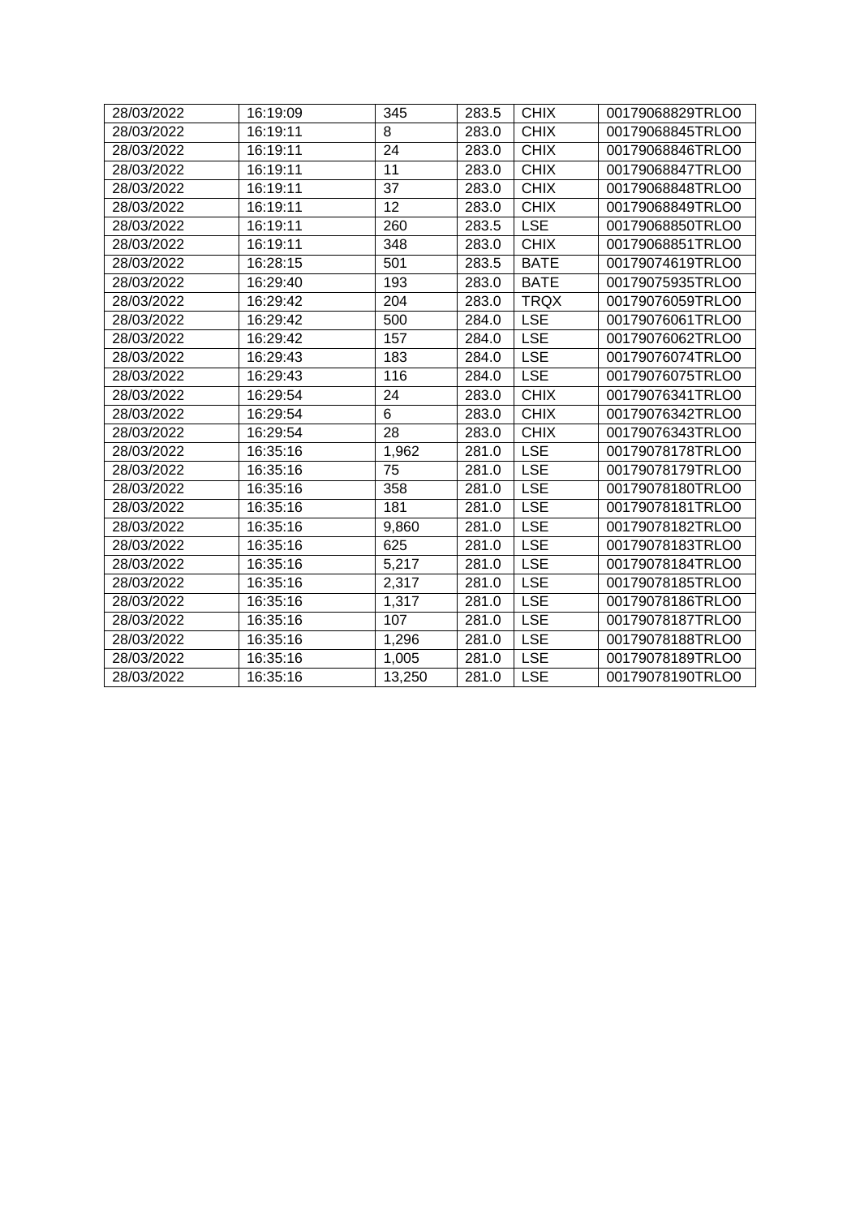| | | | | | |
|---|---|---|---|---|---|
| 28/03/2022 | 16:19:09 | 345 | 283.5 | CHIX | 00179068829TRLO0 |
| 28/03/2022 | 16:19:11 | 8 | 283.0 | CHIX | 00179068845TRLO0 |
| 28/03/2022 | 16:19:11 | 24 | 283.0 | CHIX | 00179068846TRLO0 |
| 28/03/2022 | 16:19:11 | 11 | 283.0 | CHIX | 00179068847TRLO0 |
| 28/03/2022 | 16:19:11 | 37 | 283.0 | CHIX | 00179068848TRLO0 |
| 28/03/2022 | 16:19:11 | 12 | 283.0 | CHIX | 00179068849TRLO0 |
| 28/03/2022 | 16:19:11 | 260 | 283.5 | LSE | 00179068850TRLO0 |
| 28/03/2022 | 16:19:11 | 348 | 283.0 | CHIX | 00179068851TRLO0 |
| 28/03/2022 | 16:28:15 | 501 | 283.5 | BATE | 00179074619TRLO0 |
| 28/03/2022 | 16:29:40 | 193 | 283.0 | BATE | 00179075935TRLO0 |
| 28/03/2022 | 16:29:42 | 204 | 283.0 | TRQX | 00179076059TRLO0 |
| 28/03/2022 | 16:29:42 | 500 | 284.0 | LSE | 00179076061TRLO0 |
| 28/03/2022 | 16:29:42 | 157 | 284.0 | LSE | 00179076062TRLO0 |
| 28/03/2022 | 16:29:43 | 183 | 284.0 | LSE | 00179076074TRLO0 |
| 28/03/2022 | 16:29:43 | 116 | 284.0 | LSE | 00179076075TRLO0 |
| 28/03/2022 | 16:29:54 | 24 | 283.0 | CHIX | 00179076341TRLO0 |
| 28/03/2022 | 16:29:54 | 6 | 283.0 | CHIX | 00179076342TRLO0 |
| 28/03/2022 | 16:29:54 | 28 | 283.0 | CHIX | 00179076343TRLO0 |
| 28/03/2022 | 16:35:16 | 1,962 | 281.0 | LSE | 00179078178TRLO0 |
| 28/03/2022 | 16:35:16 | 75 | 281.0 | LSE | 00179078179TRLO0 |
| 28/03/2022 | 16:35:16 | 358 | 281.0 | LSE | 00179078180TRLO0 |
| 28/03/2022 | 16:35:16 | 181 | 281.0 | LSE | 00179078181TRLO0 |
| 28/03/2022 | 16:35:16 | 9,860 | 281.0 | LSE | 00179078182TRLO0 |
| 28/03/2022 | 16:35:16 | 625 | 281.0 | LSE | 00179078183TRLO0 |
| 28/03/2022 | 16:35:16 | 5,217 | 281.0 | LSE | 00179078184TRLO0 |
| 28/03/2022 | 16:35:16 | 2,317 | 281.0 | LSE | 00179078185TRLO0 |
| 28/03/2022 | 16:35:16 | 1,317 | 281.0 | LSE | 00179078186TRLO0 |
| 28/03/2022 | 16:35:16 | 107 | 281.0 | LSE | 00179078187TRLO0 |
| 28/03/2022 | 16:35:16 | 1,296 | 281.0 | LSE | 00179078188TRLO0 |
| 28/03/2022 | 16:35:16 | 1,005 | 281.0 | LSE | 00179078189TRLO0 |
| 28/03/2022 | 16:35:16 | 13,250 | 281.0 | LSE | 00179078190TRLO0 |